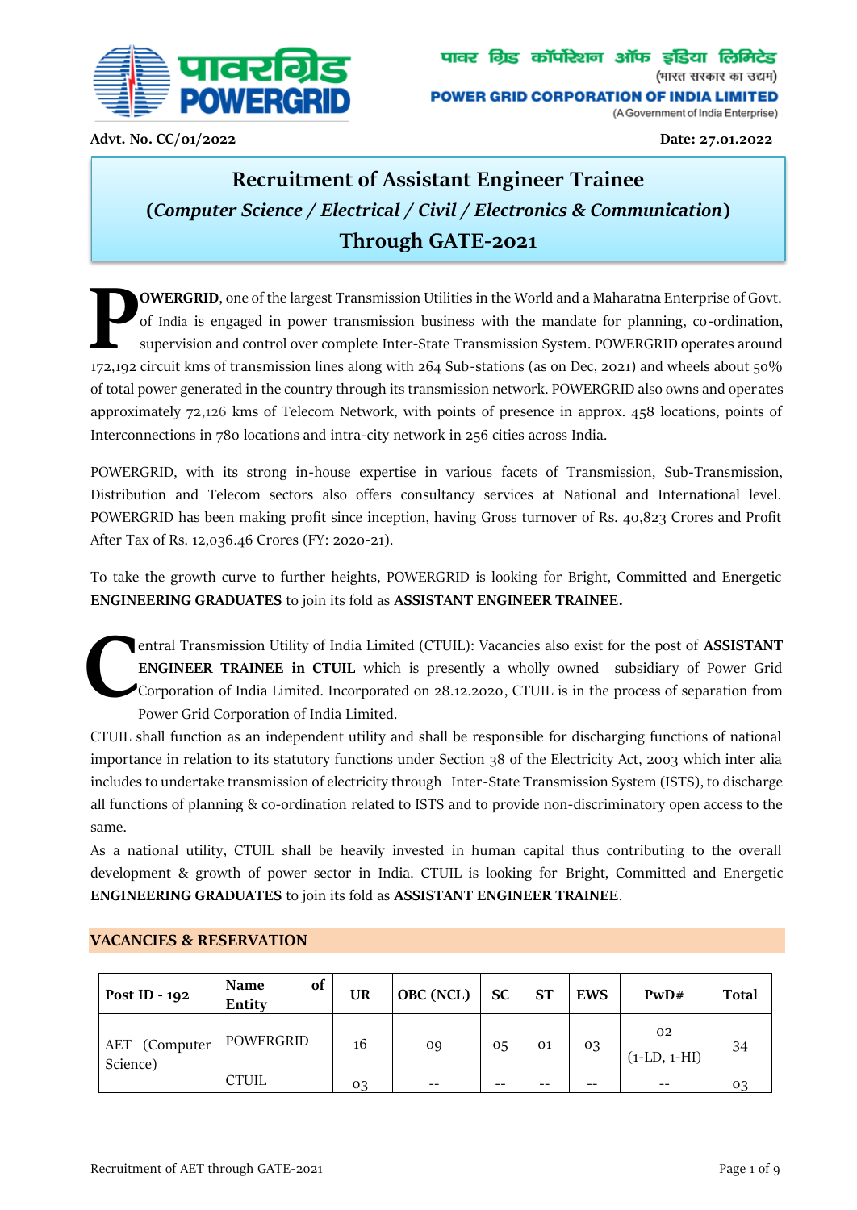पावर ग्रिड कॉर्पोरेशन ऑफ इंडिया लिमिटेड
(भारत सरकार का उद्यम)

**POWER GRID CORPORATION OF INDIA LIMITED**
(A Government of India Enterprise)

**Advt. No. CC/01/2022** **Date: 27.01.2022**

# Recruitment of Assistant Engineer Trainee
## (*Computer Science / Electrical / Civil / Electronics & Communication*)
## Through GATE-2021

**POWERGRID**, one of the largest Transmission Utilities in the World and a Maharatna Enterprise of Govt. of India is engaged in power transmission business with the mandate for planning, co-ordination, supervision and control over complete Inter-State Transmission System. POWERGRID operates around 172,192 circuit kms of transmission lines along with 264 Sub-stations (as on Dec, 2021) and wheels about 50% of total power generated in the country through its transmission network. POWERGRID also owns and operates approximately 72,126 kms of Telecom Network, with points of presence in approx. 458 locations, points of Interconnections in 780 locations and intra-city network in 256 cities across India.

POWERGRID, with its strong in-house expertise in various facets of Transmission, Sub-Transmission, Distribution and Telecom sectors also offers consultancy services at National and International level. POWERGRID has been making profit since inception, having Gross turnover of Rs. 40,823 Crores and Profit After Tax of Rs. 12,036.46 Crores (FY: 2020-21).

To take the growth curve to further heights, POWERGRID is looking for Bright, Committed and Energetic **ENGINEERING GRADUATES** to join its fold as **ASSISTANT ENGINEER TRAINEE.**

Central Transmission Utility of India Limited (CTUIL): Vacancies also exist for the post of **ASSISTANT ENGINEER TRAINEE in CTUIL** which is presently a wholly owned subsidiary of Power Grid Corporation of India Limited. Incorporated on 28.12.2020, CTUIL is in the process of separation from Power Grid Corporation of India Limited.

CTUIL shall function as an independent utility and shall be responsible for discharging functions of national importance in relation to its statutory functions under Section 38 of the Electricity Act, 2003 which inter alia includes to undertake transmission of electricity through Inter-State Transmission System (ISTS), to discharge all functions of planning & co-ordination related to ISTS and to provide non-discriminatory open access to the same.

As a national utility, CTUIL shall be heavily invested in human capital thus contributing to the overall development & growth of power sector in India. CTUIL is looking for Bright, Committed and Energetic **ENGINEERING GRADUATES** to join its fold as **ASSISTANT ENGINEER TRAINEE**.

## VACANCIES & RESERVATION

| Post ID - 192 | Name of Entity | UR | OBC (NCL) | SC | ST | EWS | PwD# | Total |
|---|---|---|---|---|---|---|---|---|
| AET (Computer Science) | POWERGRID | 16 | 09 | 05 | 01 | 03 | 02 (1-LD, 1-HI) | 34 |
| | CTUIL | 03 | -- | -- | -- | -- | -- | 03 |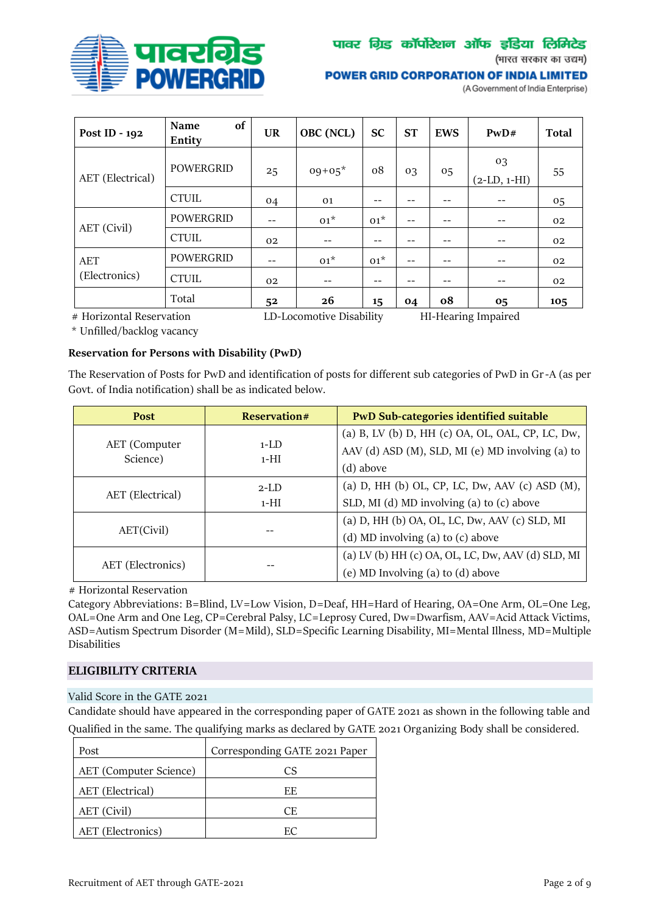| Post ID - 192 | Name of Entity | UR | OBC (NCL) | SC | ST | EWS | PwD# | Total |
|---|---|---|---|---|---|---|---|---|
| AET (Electrical) | POWERGRID | 25 | 09+05* | 08 | 03 | 05 | 03 (2-LD, 1-HI) | 55 |
| | CTUIL | 04 | 01 | -- | -- | -- | -- | 05 |
| AET (Civil) | POWERGRID | -- | 01* | 01* | -- | -- | -- | 02 |
| | CTUIL | 02 | -- | -- | -- | -- | -- | 02 |
| AET (Electronics) | POWERGRID | -- | 01* | 01* | -- | -- | -- | 02 |
| | CTUIL | 02 | -- | -- | -- | -- | -- | 02 |
| | Total | **52** | **26** | **15** | **04** | **08** | **05** | **105** |

# Horizontal Reservation LD-Locomotive Disability HI-Hearing Impaired

* Unfilled/backlog vacancy

**Reservation for Persons with Disability (PwD)**

The Reservation of Posts for PwD and identification of posts for different sub categories of PwD in Gr-A (as per Govt. of India notification) shall be as indicated below.

| Post | Reservation# | PwD Sub-categories identified suitable |
|---|---|---|
| AET (Computer Science) | 1-LD 1-HI | (a) B, LV (b) D, HH (c) OA, OL, OAL, CP, LC, Dw, AAV (d) ASD (M), SLD, MI (e) MD involving (a) to (d) above |
| AET (Electrical) | 2-LD 1-HI | (a) D, HH (b) OL, CP, LC, Dw, AAV (c) ASD (M), SLD, MI (d) MD involving (a) to (c) above |
| AET(Civil) | -- | (a) D, HH (b) OA, OL, LC, Dw, AAV (c) SLD, MI (d) MD involving (a) to (c) above |
| AET (Electronics) | -- | (a) LV (b) HH (c) OA, OL, LC, Dw, AAV (d) SLD, MI (e) MD Involving (a) to (d) above |

# Horizontal Reservation

Category Abbreviations: B=Blind, LV=Low Vision, D=Deaf, HH=Hard of Hearing, OA=One Arm, OL=One Leg, OAL=One Arm and One Leg, CP=Cerebral Palsy, LC=Leprosy Cured, Dw=Dwarfism, AAV=Acid Attack Victims, ASD=Autism Spectrum Disorder (M=Mild), SLD=Specific Learning Disability, MI=Mental Illness, MD=Multiple Disabilities

## ELIGIBILITY CRITERIA

Valid Score in the GATE 2021

Candidate should have appeared in the corresponding paper of GATE 2021 as shown in the following table and Qualified in the same. The qualifying marks as declared by GATE 2021 Organizing Body shall be considered.

| Post | Corresponding GATE 2021 Paper |
|---|---|
| AET (Computer Science) | CS |
| AET (Electrical) | EE |
| AET (Civil) | CE |
| AET (Electronics) | EC |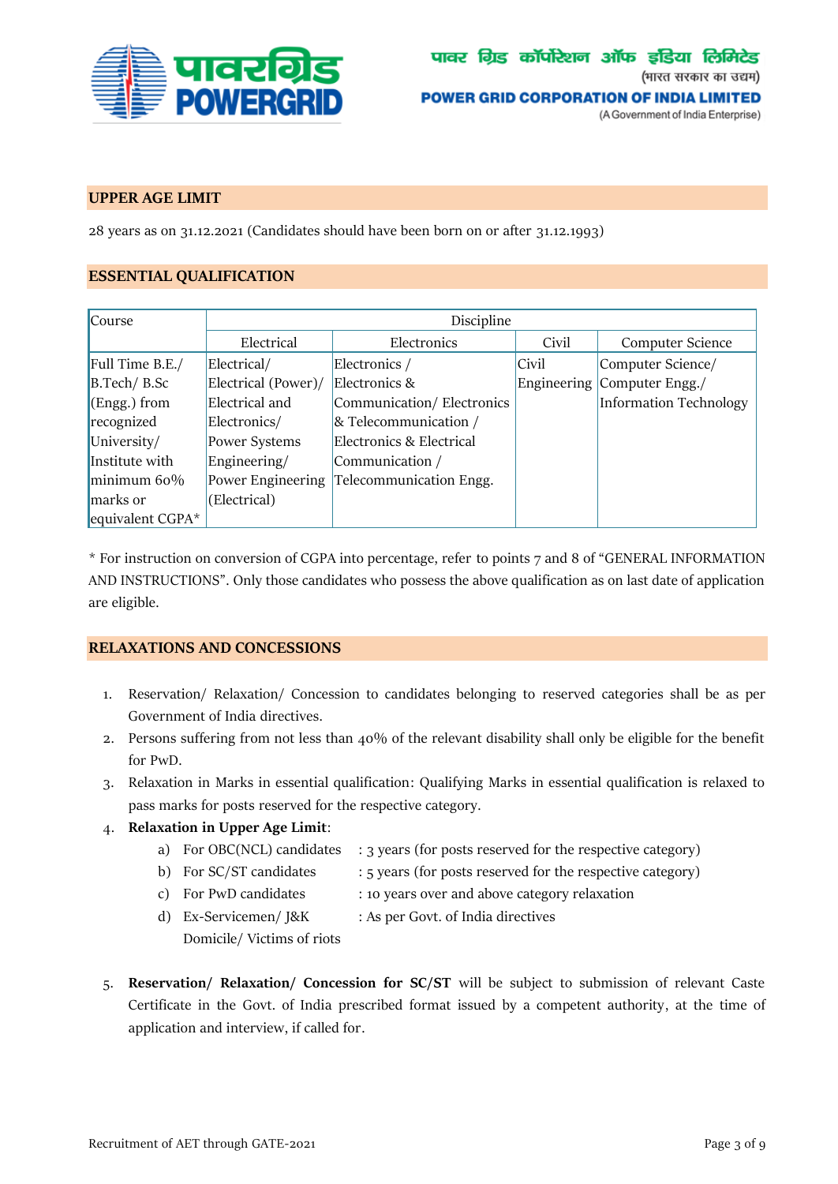## UPPER AGE LIMIT

28 years as on 31.12.2021 (Candidates should have been born on or after 31.12.1993)

## ESSENTIAL QUALIFICATION

| Course | Discipline | | | |
|---|---|---|---|---|
| | Electrical | Electronics | Civil | Computer Science |
| Full Time B.E./ B.Tech/ B.Sc (Engg.) from recognized University/ Institute with minimum 60% marks or equivalent CGPA* | Electrical/ Electrical (Power)/ Electrical and Electronics/ Power Systems Engineering/ Power Engineering (Electrical) | Electronics / Electronics & Communication/ Electronics & Telecommunication / Electronics & Electrical Communication / Telecommunication Engg. | Civil Engineering | Computer Science/ Computer Engg./ Information Technology |

* For instruction on conversion of CGPA into percentage, refer to points 7 and 8 of "GENERAL INFORMATION AND INSTRUCTIONS". Only those candidates who possess the above qualification as on last date of application are eligible.

## RELAXATIONS AND CONCESSIONS

1. Reservation/ Relaxation/ Concession to candidates belonging to reserved categories shall be as per Government of India directives.
2. Persons suffering from not less than 40% of the relevant disability shall only be eligible for the benefit for PwD.
3. Relaxation in Marks in essential qualification: Qualifying Marks in essential qualification is relaxed to pass marks for posts reserved for the respective category.
4. **Relaxation in Upper Age Limit**:
   - a) For OBC(NCL) candidates : 3 years (for posts reserved for the respective category)
   - b) For SC/ST candidates : 5 years (for posts reserved for the respective category)
   - c) For PwD candidates : 10 years over and above category relaxation
   - d) Ex-Servicemen/ J&K Domicile/ Victims of riots : As per Govt. of India directives
5. **Reservation/ Relaxation/ Concession for SC/ST** will be subject to submission of relevant Caste Certificate in the Govt. of India prescribed format issued by a competent authority, at the time of application and interview, if called for.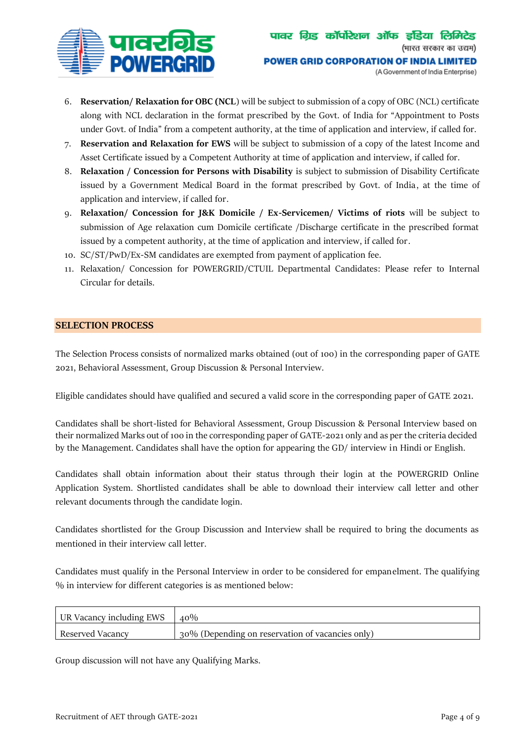6. **Reservation/ Relaxation for OBC (NCL**) will be subject to submission of a copy of OBC (NCL) certificate along with NCL declaration in the format prescribed by the Govt. of India for "Appointment to Posts under Govt. of India" from a competent authority, at the time of application and interview, if called for.
7. **Reservation and Relaxation for EWS** will be subject to submission of a copy of the latest Income and Asset Certificate issued by a Competent Authority at time of application and interview, if called for.
8. **Relaxation / Concession for Persons with Disability** is subject to submission of Disability Certificate issued by a Government Medical Board in the format prescribed by Govt. of India, at the time of application and interview, if called for.
9. **Relaxation/ Concession for J&K Domicile / Ex-Servicemen/ Victims of riots** will be subject to submission of Age relaxation cum Domicile certificate /Discharge certificate in the prescribed format issued by a competent authority, at the time of application and interview, if called for.
10. SC/ST/PwD/Ex-SM candidates are exempted from payment of application fee.
11. Relaxation/ Concession for POWERGRID/CTUIL Departmental Candidates: Please refer to Internal Circular for details.

## SELECTION PROCESS

The Selection Process consists of normalized marks obtained (out of 100) in the corresponding paper of GATE 2021, Behavioral Assessment, Group Discussion & Personal Interview.

Eligible candidates should have qualified and secured a valid score in the corresponding paper of GATE 2021.

Candidates shall be short-listed for Behavioral Assessment, Group Discussion & Personal Interview based on their normalized Marks out of 100 in the corresponding paper of GATE-2021 only and as per the criteria decided by the Management. Candidates shall have the option for appearing the GD/ interview in Hindi or English.

Candidates shall obtain information about their status through their login at the POWERGRID Online Application System. Shortlisted candidates shall be able to download their interview call letter and other relevant documents through the candidate login.

Candidates shortlisted for the Group Discussion and Interview shall be required to bring the documents as mentioned in their interview call letter.

Candidates must qualify in the Personal Interview in order to be considered for empanelment. The qualifying % in interview for different categories is as mentioned below:

| UR Vacancy including EWS | 40% |
|---|---|
| Reserved Vacancy | 30% (Depending on reservation of vacancies only) |

Group discussion will not have any Qualifying Marks.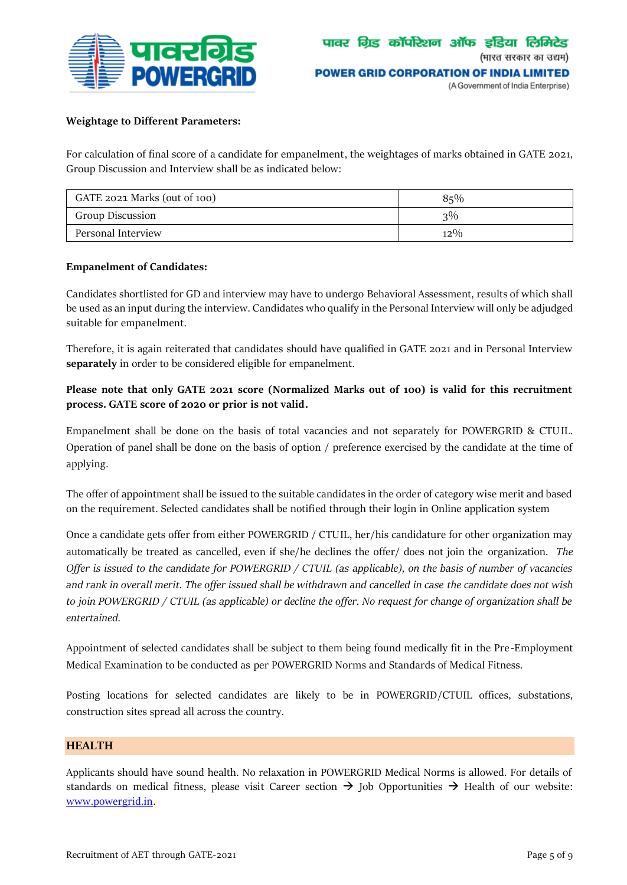**Weightage to Different Parameters:**

For calculation of final score of a candidate for empanelment, the weightages of marks obtained in GATE 2021, Group Discussion and Interview shall be as indicated below:

| GATE 2021 Marks (out of 100) | 85% |
|---|---|
| Group Discussion | 3% |
| Personal Interview | 12% |

**Empanelment of Candidates:**

Candidates shortlisted for GD and interview may have to undergo Behavioral Assessment, results of which shall be used as an input during the interview. Candidates who qualify in the Personal Interview will only be adjudged suitable for empanelment.

Therefore, it is again reiterated that candidates should have qualified in GATE 2021 and in Personal Interview **separately** in order to be considered eligible for empanelment.

**Please note that only GATE 2021 score (Normalized Marks out of 100) is valid for this recruitment process. GATE score of 2020 or prior is not valid.**

Empanelment shall be done on the basis of total vacancies and not separately for POWERGRID & CTUIL. Operation of panel shall be done on the basis of option / preference exercised by the candidate at the time of applying.

The offer of appointment shall be issued to the suitable candidates in the order of category wise merit and based on the requirement. Selected candidates shall be notified through their login in Online application system

Once a candidate gets offer from either POWERGRID / CTUIL, her/his candidature for other organization may automatically be treated as cancelled, even if she/he declines the offer/ does not join the organization. *The Offer is issued to the candidate for POWERGRID / CTUIL (as applicable), on the basis of number of vacancies and rank in overall merit. The offer issued shall be withdrawn and cancelled in case the candidate does not wish to join POWERGRID / CTUIL (as applicable) or decline the offer. No request for change of organization shall be entertained.*

Appointment of selected candidates shall be subject to them being found medically fit in the Pre-Employment Medical Examination to be conducted as per POWERGRID Norms and Standards of Medical Fitness.

Posting locations for selected candidates are likely to be in POWERGRID/CTUIL offices, substations, construction sites spread all across the country.

## HEALTH

Applicants should have sound health. No relaxation in POWERGRID Medical Norms is allowed. For details of standards on medical fitness, please visit Career section → Job Opportunities → Health of our website: www.powergrid.in.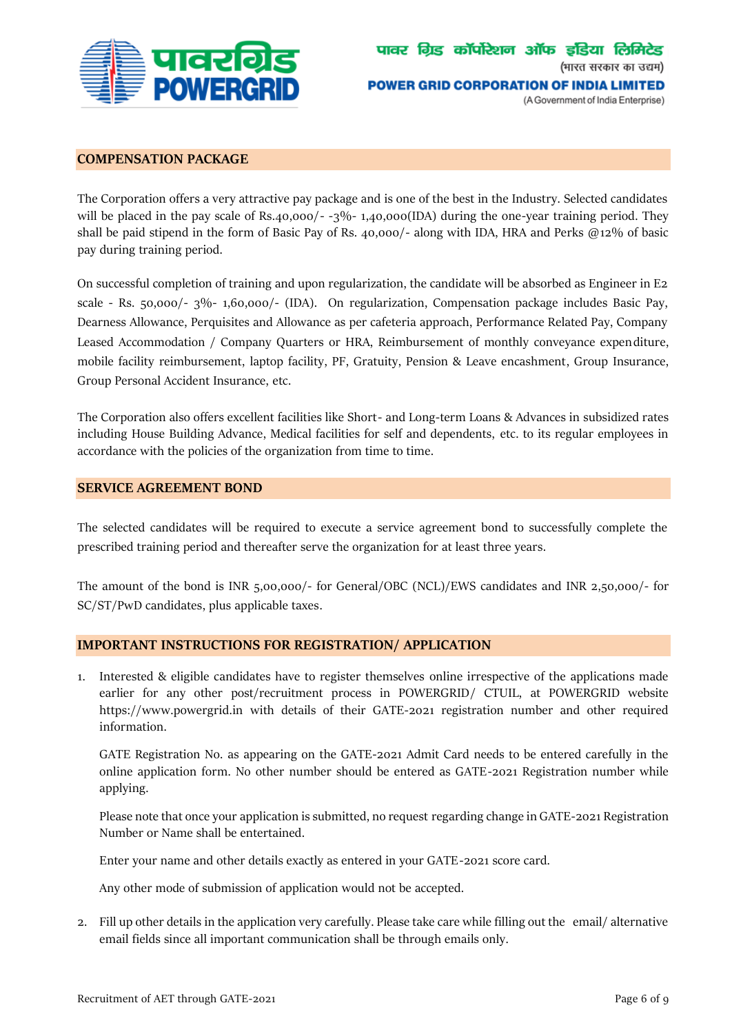## COMPENSATION PACKAGE

The Corporation offers a very attractive pay package and is one of the best in the Industry. Selected candidates will be placed in the pay scale of Rs.40,000/- -3%- 1,40,000(IDA) during the one-year training period. They shall be paid stipend in the form of Basic Pay of Rs. 40,000/- along with IDA, HRA and Perks @12% of basic pay during training period.

On successful completion of training and upon regularization, the candidate will be absorbed as Engineer in E2 scale - Rs. 50,000/- 3%- 1,60,000/- (IDA). On regularization, Compensation package includes Basic Pay, Dearness Allowance, Perquisites and Allowance as per cafeteria approach, Performance Related Pay, Company Leased Accommodation / Company Quarters or HRA, Reimbursement of monthly conveyance expenditure, mobile facility reimbursement, laptop facility, PF, Gratuity, Pension & Leave encashment, Group Insurance, Group Personal Accident Insurance, etc.

The Corporation also offers excellent facilities like Short- and Long-term Loans & Advances in subsidized rates including House Building Advance, Medical facilities for self and dependents, etc. to its regular employees in accordance with the policies of the organization from time to time.

## SERVICE AGREEMENT BOND

The selected candidates will be required to execute a service agreement bond to successfully complete the prescribed training period and thereafter serve the organization for at least three years.

The amount of the bond is INR 5,00,000/- for General/OBC (NCL)/EWS candidates and INR 2,50,000/- for SC/ST/PwD candidates, plus applicable taxes.

## IMPORTANT INSTRUCTIONS FOR REGISTRATION/ APPLICATION

1. Interested & eligible candidates have to register themselves online irrespective of the applications made earlier for any other post/recruitment process in POWERGRID/ CTUIL, at POWERGRID website https://www.powergrid.in with details of their GATE-2021 registration number and other required information.

   GATE Registration No. as appearing on the GATE-2021 Admit Card needs to be entered carefully in the online application form. No other number should be entered as GATE-2021 Registration number while applying.

   Please note that once your application is submitted, no request regarding change in GATE-2021 Registration Number or Name shall be entertained.

   Enter your name and other details exactly as entered in your GATE-2021 score card.

   Any other mode of submission of application would not be accepted.

2. Fill up other details in the application very carefully. Please take care while filling out the email/ alternative email fields since all important communication shall be through emails only.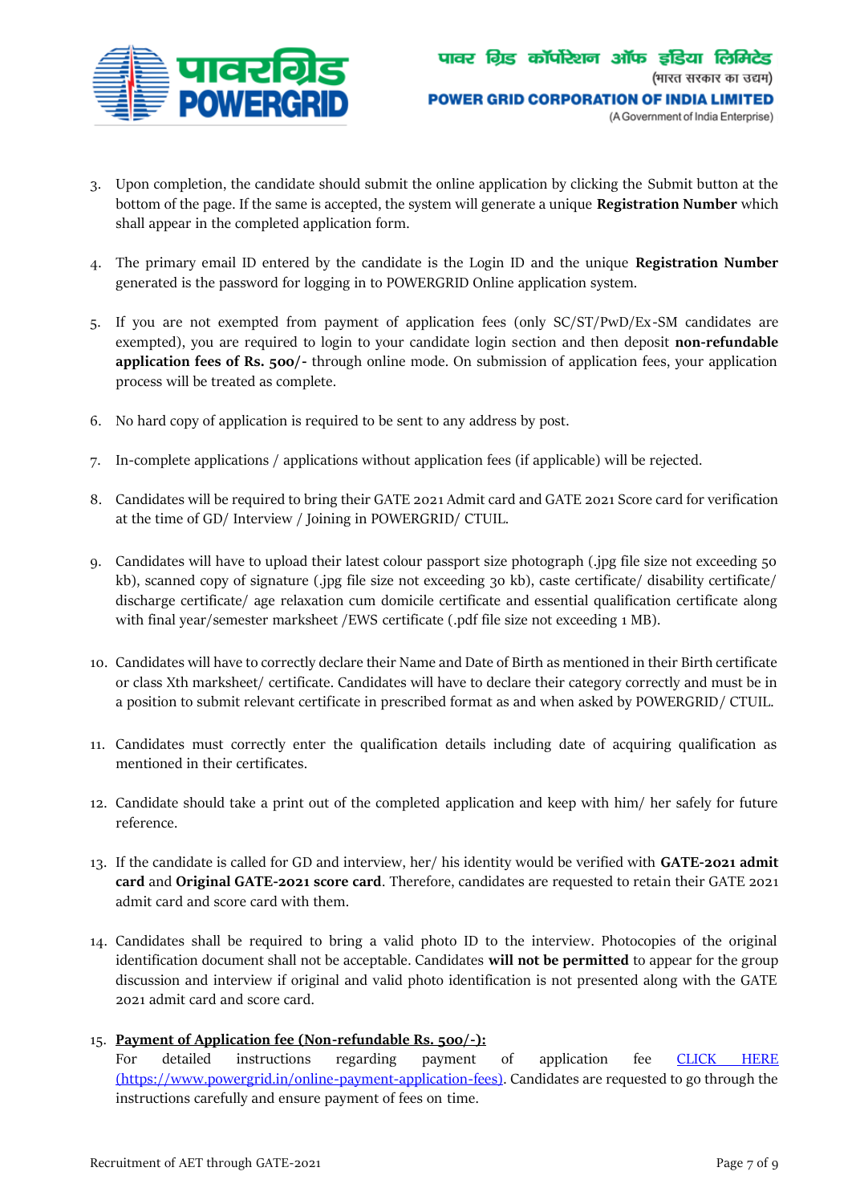3. Upon completion, the candidate should submit the online application by clicking the Submit button at the bottom of the page. If the same is accepted, the system will generate a unique **Registration Number** which shall appear in the completed application form.

4. The primary email ID entered by the candidate is the Login ID and the unique **Registration Number** generated is the password for logging in to POWERGRID Online application system.

5. If you are not exempted from payment of application fees (only SC/ST/PwD/Ex-SM candidates are exempted), you are required to login to your candidate login section and then deposit **non-refundable application fees of Rs. 500/-** through online mode. On submission of application fees, your application process will be treated as complete.

6. No hard copy of application is required to be sent to any address by post.

7. In-complete applications / applications without application fees (if applicable) will be rejected.

8. Candidates will be required to bring their GATE 2021 Admit card and GATE 2021 Score card for verification at the time of GD/ Interview / Joining in POWERGRID/ CTUIL.

9. Candidates will have to upload their latest colour passport size photograph (.jpg file size not exceeding 50 kb), scanned copy of signature (.jpg file size not exceeding 30 kb), caste certificate/ disability certificate/ discharge certificate/ age relaxation cum domicile certificate and essential qualification certificate along with final year/semester marksheet /EWS certificate (.pdf file size not exceeding 1 MB).

10. Candidates will have to correctly declare their Name and Date of Birth as mentioned in their Birth certificate or class Xth marksheet/ certificate. Candidates will have to declare their category correctly and must be in a position to submit relevant certificate in prescribed format as and when asked by POWERGRID/ CTUIL.

11. Candidates must correctly enter the qualification details including date of acquiring qualification as mentioned in their certificates.

12. Candidate should take a print out of the completed application and keep with him/ her safely for future reference.

13. If the candidate is called for GD and interview, her/ his identity would be verified with **GATE-2021 admit card** and **Original GATE-2021 score card**. Therefore, candidates are requested to retain their GATE 2021 admit card and score card with them.

14. Candidates shall be required to bring a valid photo ID to the interview. Photocopies of the original identification document shall not be acceptable. Candidates **will not be permitted** to appear for the group discussion and interview if original and valid photo identification is not presented along with the GATE 2021 admit card and score card.

15. **Payment of Application fee (Non-refundable Rs. 500/-):**
    For detailed instructions regarding payment of application fee [CLICK HERE (https://www.powergrid.in/online-payment-application-fees)](https://www.powergrid.in/online-payment-application-fees). Candidates are requested to go through the instructions carefully and ensure payment of fees on time.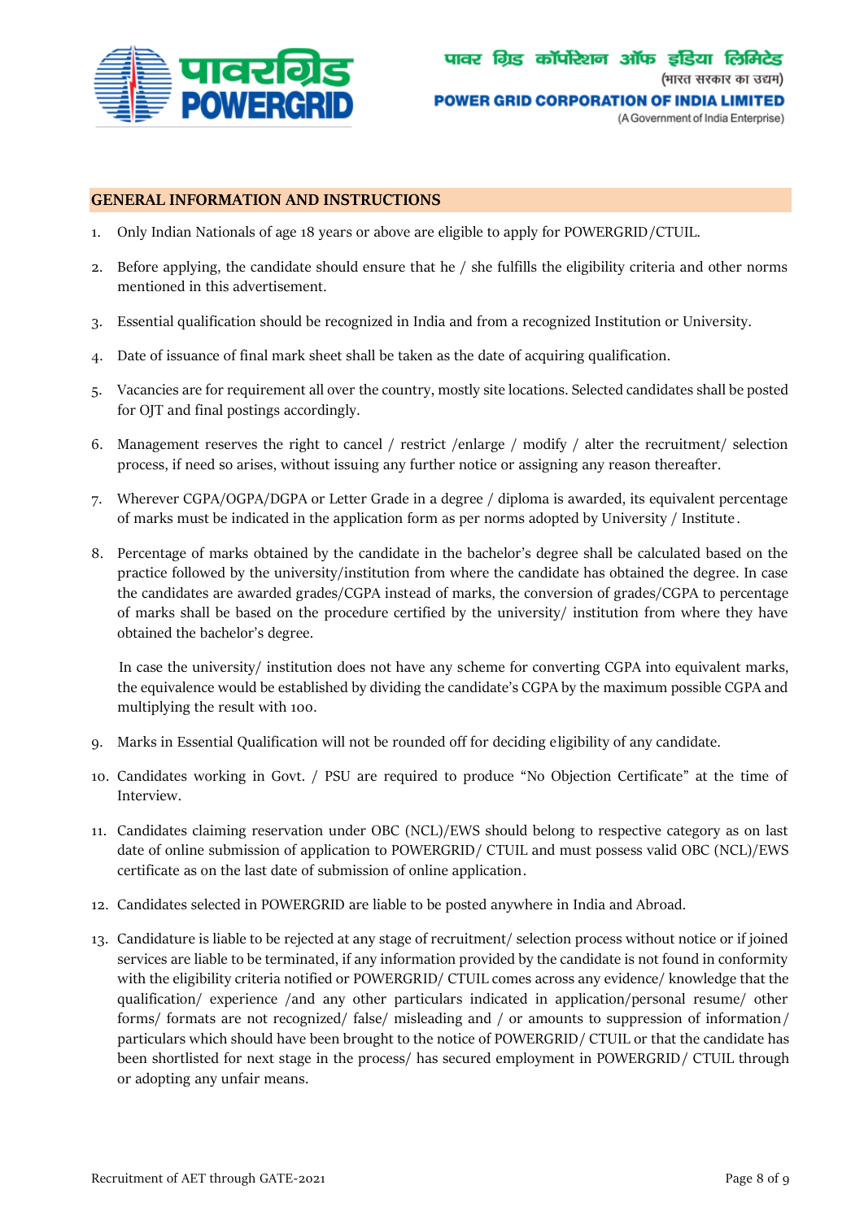## GENERAL INFORMATION AND INSTRUCTIONS

1. Only Indian Nationals of age 18 years or above are eligible to apply for POWERGRID/CTUIL.
2. Before applying, the candidate should ensure that he / she fulfills the eligibility criteria and other norms mentioned in this advertisement.
3. Essential qualification should be recognized in India and from a recognized Institution or University.
4. Date of issuance of final mark sheet shall be taken as the date of acquiring qualification.
5. Vacancies are for requirement all over the country, mostly site locations. Selected candidates shall be posted for OJT and final postings accordingly.
6. Management reserves the right to cancel / restrict /enlarge / modify / alter the recruitment/ selection process, if need so arises, without issuing any further notice or assigning any reason thereafter.
7. Wherever CGPA/OGPA/DGPA or Letter Grade in a degree / diploma is awarded, its equivalent percentage of marks must be indicated in the application form as per norms adopted by University / Institute.
8. Percentage of marks obtained by the candidate in the bachelor's degree shall be calculated based on the practice followed by the university/institution from where the candidate has obtained the degree. In case the candidates are awarded grades/CGPA instead of marks, the conversion of grades/CGPA to percentage of marks shall be based on the procedure certified by the university/ institution from where they have obtained the bachelor's degree.

   In case the university/ institution does not have any scheme for converting CGPA into equivalent marks, the equivalence would be established by dividing the candidate's CGPA by the maximum possible CGPA and multiplying the result with 100.
9. Marks in Essential Qualification will not be rounded off for deciding eligibility of any candidate.
10. Candidates working in Govt. / PSU are required to produce "No Objection Certificate" at the time of Interview.
11. Candidates claiming reservation under OBC (NCL)/EWS should belong to respective category as on last date of online submission of application to POWERGRID/ CTUIL and must possess valid OBC (NCL)/EWS certificate as on the last date of submission of online application.
12. Candidates selected in POWERGRID are liable to be posted anywhere in India and Abroad.
13. Candidature is liable to be rejected at any stage of recruitment/ selection process without notice or if joined services are liable to be terminated, if any information provided by the candidate is not found in conformity with the eligibility criteria notified or POWERGRID/ CTUIL comes across any evidence/ knowledge that the qualification/ experience /and any other particulars indicated in application/personal resume/ other forms/ formats are not recognized/ false/ misleading and / or amounts to suppression of information/ particulars which should have been brought to the notice of POWERGRID/ CTUIL or that the candidate has been shortlisted for next stage in the process/ has secured employment in POWERGRID/ CTUIL through or adopting any unfair means.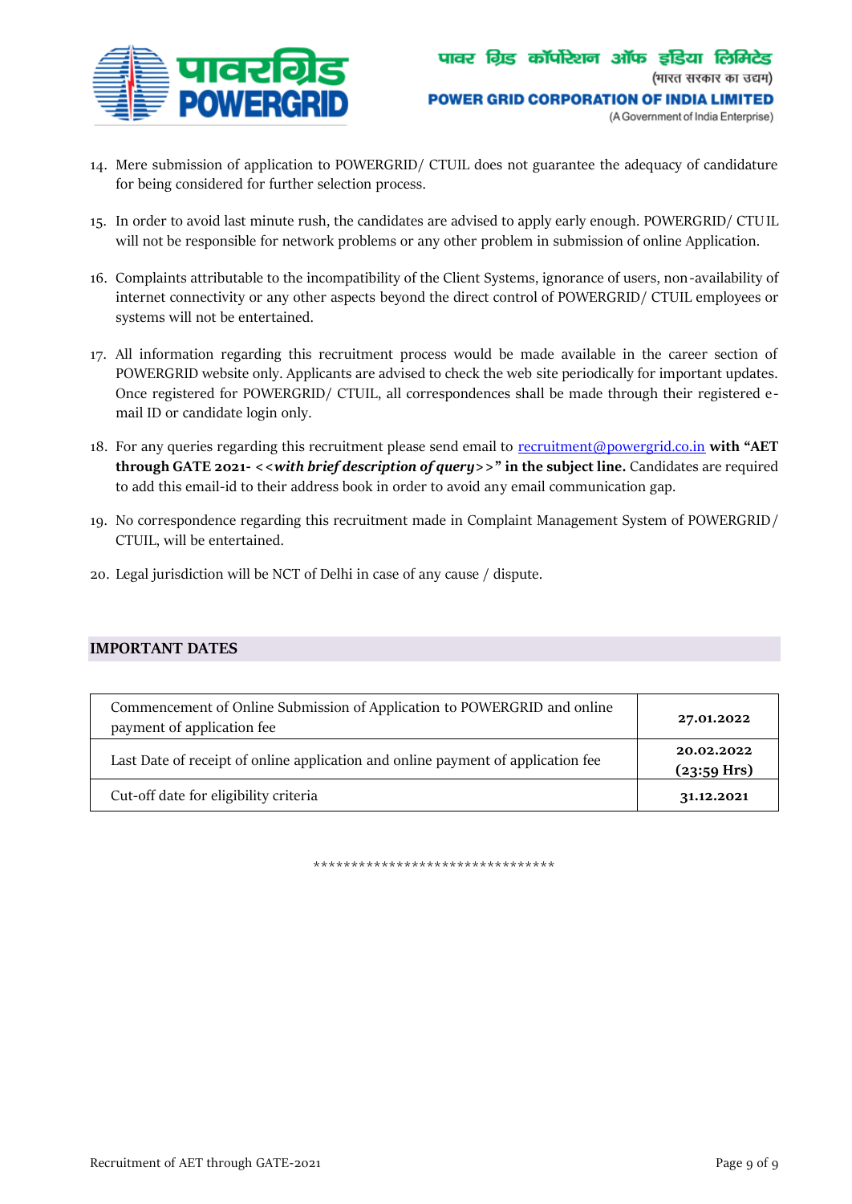14. Mere submission of application to POWERGRID/ CTUIL does not guarantee the adequacy of candidature for being considered for further selection process.

15. In order to avoid last minute rush, the candidates are advised to apply early enough. POWERGRID/ CTUIL will not be responsible for network problems or any other problem in submission of online Application.

16. Complaints attributable to the incompatibility of the Client Systems, ignorance of users, non-availability of internet connectivity or any other aspects beyond the direct control of POWERGRID/ CTUIL employees or systems will not be entertained.

17. All information regarding this recruitment process would be made available in the career section of POWERGRID website only. Applicants are advised to check the web site periodically for important updates. Once registered for POWERGRID/ CTUIL, all correspondences shall be made through their registered e-mail ID or candidate login only.

18. For any queries regarding this recruitment please send email to recruitment@powergrid.co.in **with "AET through GATE 2021- <<*with brief description of query*>>" in the subject line.** Candidates are required to add this email-id to their address book in order to avoid any email communication gap.

19. No correspondence regarding this recruitment made in Complaint Management System of POWERGRID/ CTUIL, will be entertained.

20. Legal jurisdiction will be NCT of Delhi in case of any cause / dispute.

## IMPORTANT DATES

| | |
|---|---|
| Commencement of Online Submission of Application to POWERGRID and online payment of application fee | **27.01.2022** |
| Last Date of receipt of online application and online payment of application fee | **20.02.2022 (23:59 Hrs)** |
| Cut-off date for eligibility criteria | **31.12.2021** |

*******************************